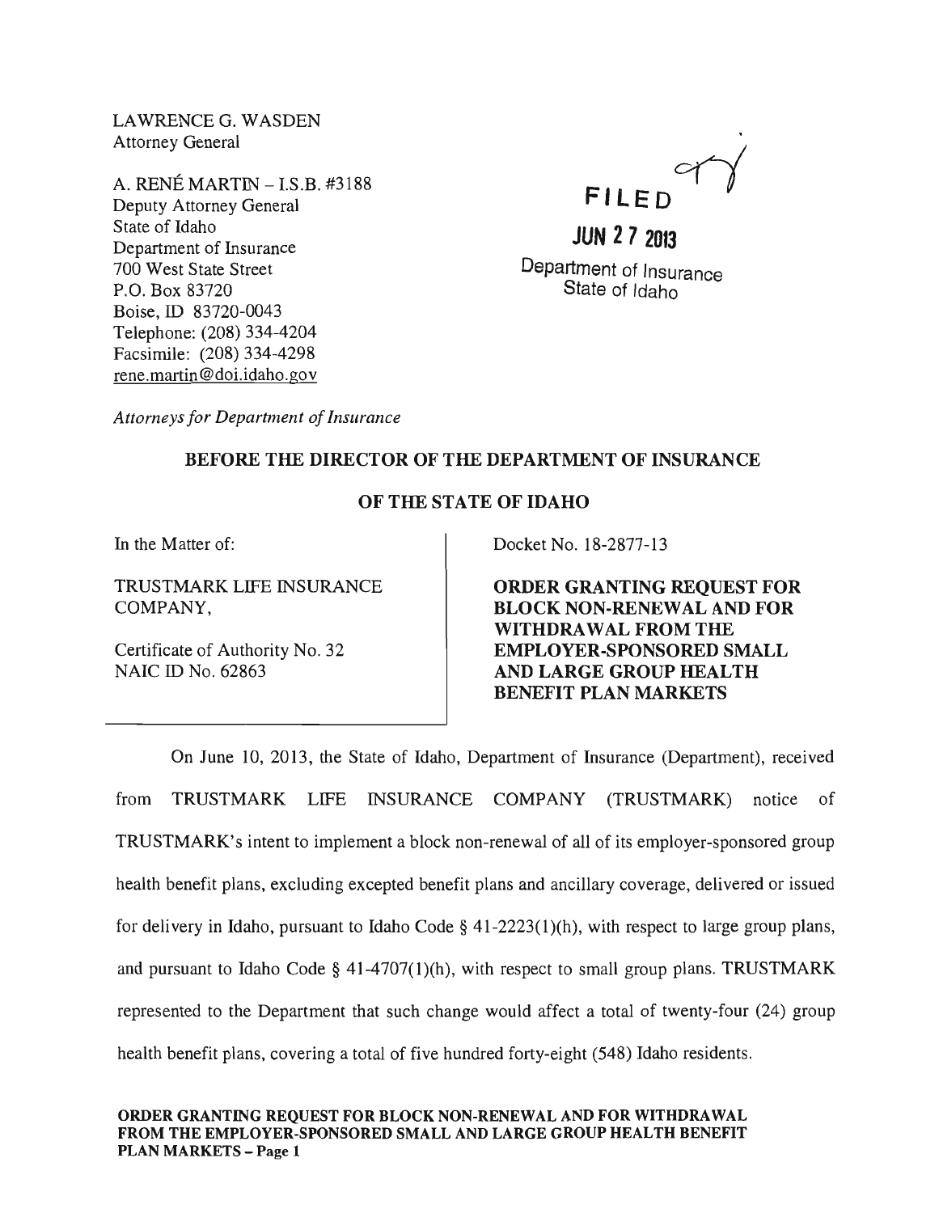LAWRENCE G. WASDEN
Attorney General

A. RENÉ MARTIN – I.S.B. #3188
Deputy Attorney General
State of Idaho
Department of Insurance
700 West State Street
P.O. Box 83720
Boise, ID 83720-0043
Telephone: (208) 334-4204
Facsimile: (208) 334-4298
rene.martin@doi.idaho.gov

FILED

JUN 27 2013

Department of Insurance
State of Idaho

*Attorneys for Department of Insurance*

**BEFORE THE DIRECTOR OF THE DEPARTMENT OF INSURANCE**

**OF THE STATE OF IDAHO**

In the Matter of:

TRUSTMARK LIFE INSURANCE COMPANY,

Certificate of Authority No. 32
NAIC ID No. 62863

Docket No. 18-2877-13

**ORDER GRANTING REQUEST FOR BLOCK NON-RENEWAL AND FOR WITHDRAWAL FROM THE EMPLOYER-SPONSORED SMALL AND LARGE GROUP HEALTH BENEFIT PLAN MARKETS**

On June 10, 2013, the State of Idaho, Department of Insurance (Department), received from TRUSTMARK LIFE INSURANCE COMPANY (TRUSTMARK) notice of TRUSTMARK's intent to implement a block non-renewal of all of its employer-sponsored group health benefit plans, excluding excepted benefit plans and ancillary coverage, delivered or issued for delivery in Idaho, pursuant to Idaho Code § 41-2223(1)(h), with respect to large group plans, and pursuant to Idaho Code § 41-4707(1)(h), with respect to small group plans. TRUSTMARK represented to the Department that such change would affect a total of twenty-four (24) group health benefit plans, covering a total of five hundred forty-eight (548) Idaho residents.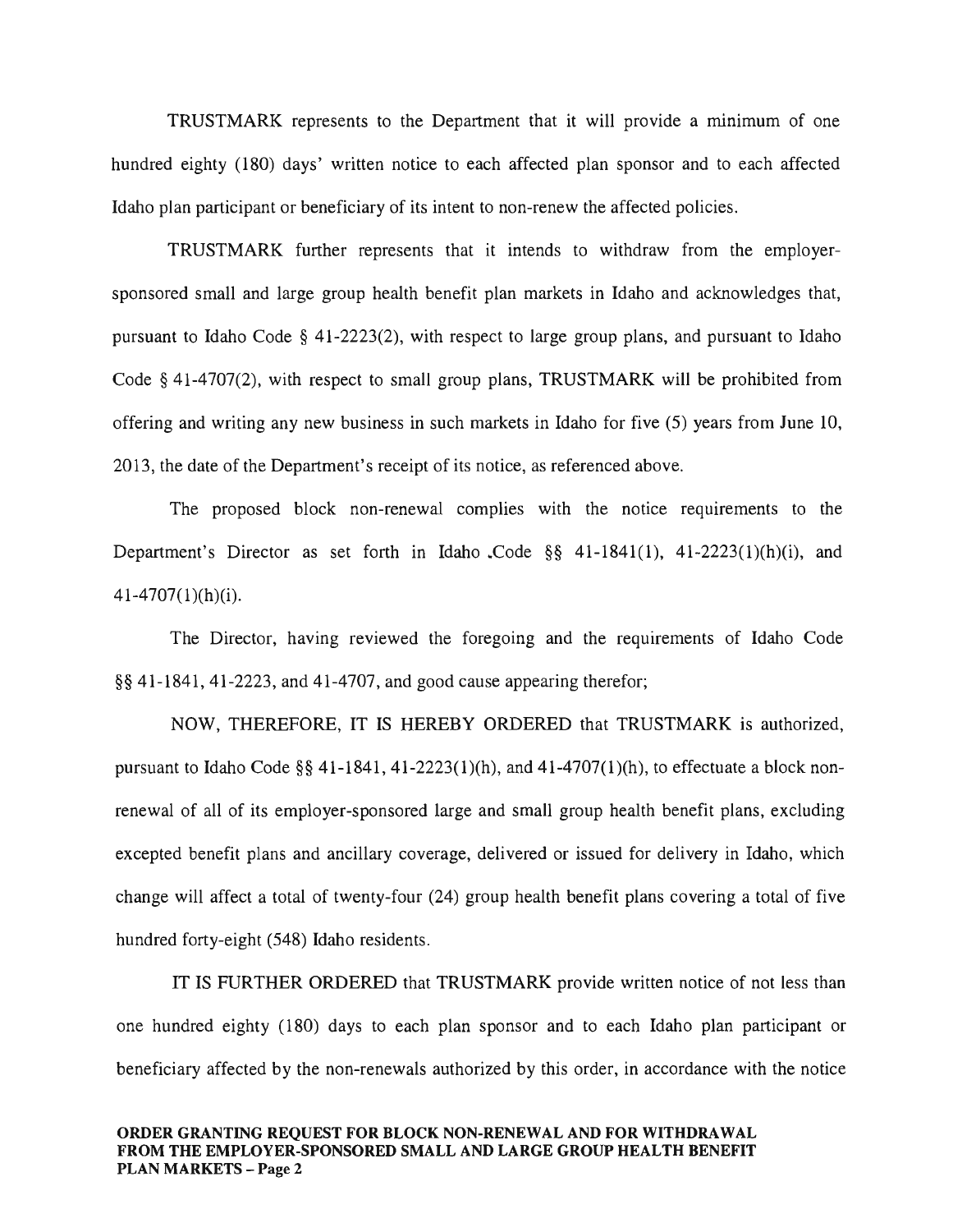TRUSTMARK represents to the Department that it will provide a minimum of one hundred eighty (180) days' written notice to each affected plan sponsor and to each affected Idaho plan participant or beneficiary of its intent to non-renew the affected policies.

TRUSTMARK further represents that it intends to withdraw from the employer-sponsored small and large group health benefit plan markets in Idaho and acknowledges that, pursuant to Idaho Code § 41-2223(2), with respect to large group plans, and pursuant to Idaho Code § 41-4707(2), with respect to small group plans, TRUSTMARK will be prohibited from offering and writing any new business in such markets in Idaho for five (5) years from June 10, 2013, the date of the Department's receipt of its notice, as referenced above.

The proposed block non-renewal complies with the notice requirements to the Department's Director as set forth in Idaho Code §§ 41-1841(1), 41-2223(1)(h)(i), and 41-4707(1)(h)(i).

The Director, having reviewed the foregoing and the requirements of Idaho Code §§ 41-1841, 41-2223, and 41-4707, and good cause appearing therefor;

NOW, THEREFORE, IT IS HEREBY ORDERED that TRUSTMARK is authorized, pursuant to Idaho Code §§ 41-1841, 41-2223(1)(h), and 41-4707(1)(h), to effectuate a block non-renewal of all of its employer-sponsored large and small group health benefit plans, excluding excepted benefit plans and ancillary coverage, delivered or issued for delivery in Idaho, which change will affect a total of twenty-four (24) group health benefit plans covering a total of five hundred forty-eight (548) Idaho residents.

IT IS FURTHER ORDERED that TRUSTMARK provide written notice of not less than one hundred eighty (180) days to each plan sponsor and to each Idaho plan participant or beneficiary affected by the non-renewals authorized by this order, in accordance with the notice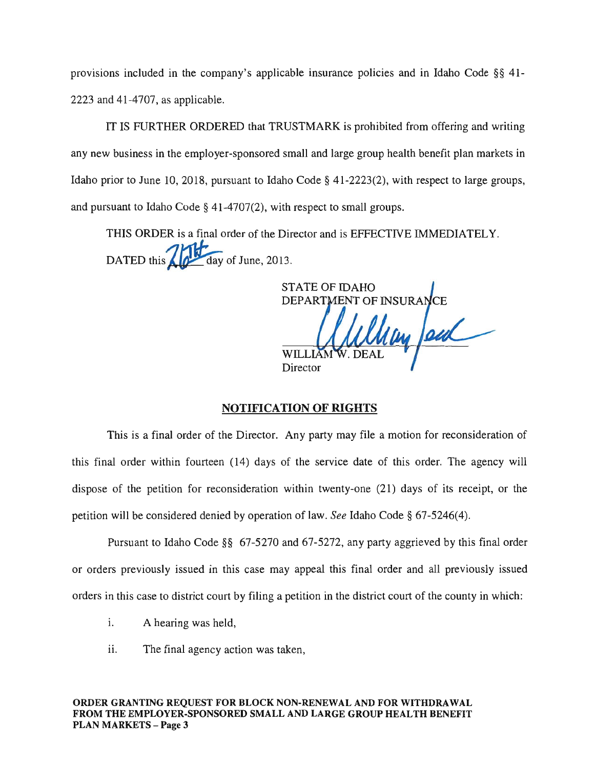provisions included in the company's applicable insurance policies and in Idaho Code §§ 41-2223 and 41-4707, as applicable.

IT IS FURTHER ORDERED that TRUSTMARK is prohibited from offering and writing any new business in the employer-sponsored small and large group health benefit plan markets in Idaho prior to June 10, 2018, pursuant to Idaho Code § 41-2223(2), with respect to large groups, and pursuant to Idaho Code § 41-4707(2), with respect to small groups.

THIS ORDER is a final order of the Director and is EFFECTIVE IMMEDIATELY.

DATED this 26th day of June, 2013.

STATE OF IDAHO
DEPARTMENT OF INSURANCE

WILLIAM W. DEAL
Director

## NOTIFICATION OF RIGHTS

This is a final order of the Director. Any party may file a motion for reconsideration of this final order within fourteen (14) days of the service date of this order. The agency will dispose of the petition for reconsideration within twenty-one (21) days of its receipt, or the petition will be considered denied by operation of law. *See* Idaho Code § 67-5246(4).

Pursuant to Idaho Code §§ 67-5270 and 67-5272, any party aggrieved by this final order or orders previously issued in this case may appeal this final order and all previously issued orders in this case to district court by filing a petition in the district court of the county in which:

i. A hearing was held,

ii. The final agency action was taken,

**ORDER GRANTING REQUEST FOR BLOCK NON-RENEWAL AND FOR WITHDRAWAL FROM THE EMPLOYER-SPONSORED SMALL AND LARGE GROUP HEALTH BENEFIT PLAN MARKETS – Page 3**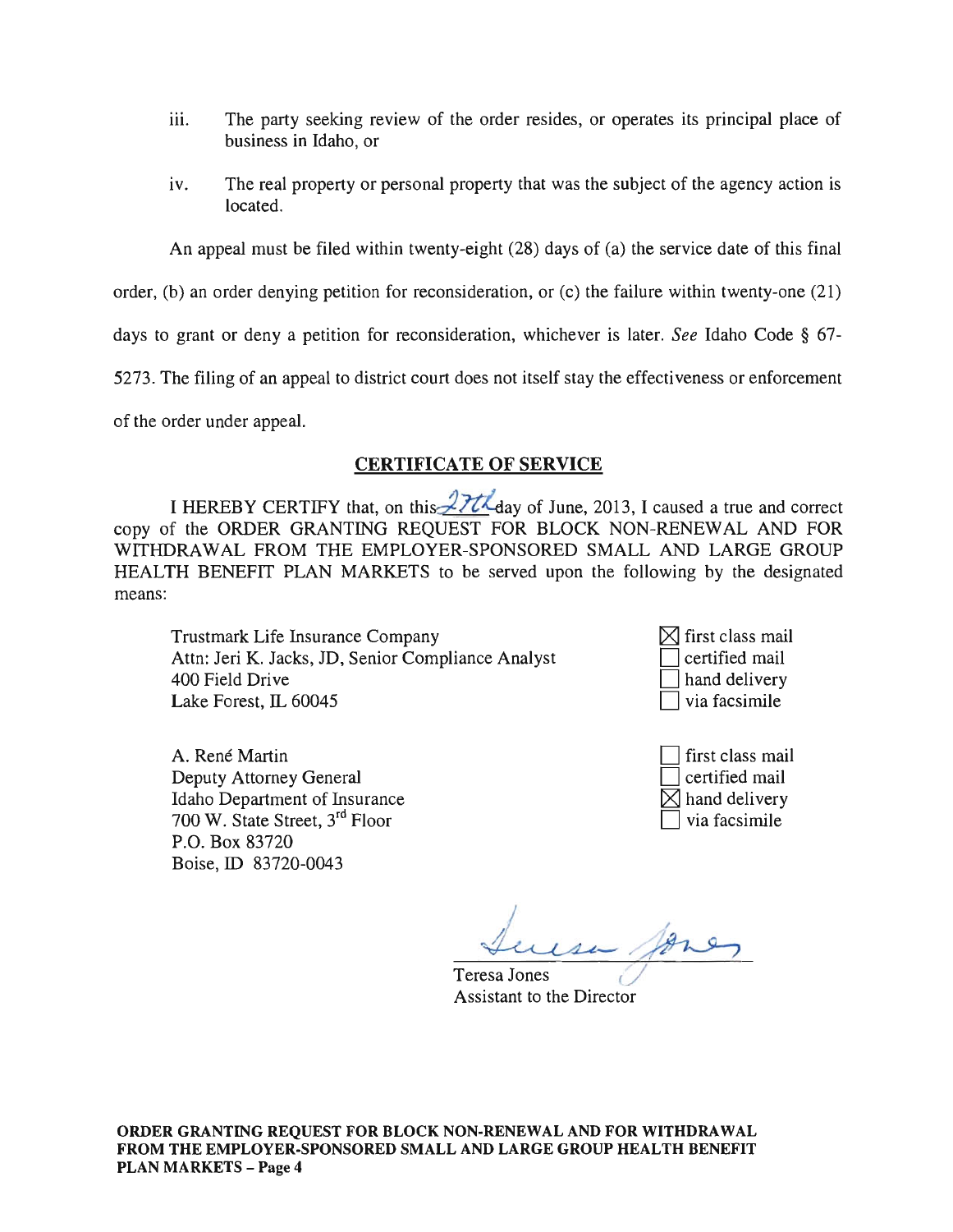iii. The party seeking review of the order resides, or operates its principal place of business in Idaho, or

iv. The real property or personal property that was the subject of the agency action is located.

An appeal must be filed within twenty-eight (28) days of (a) the service date of this final order, (b) an order denying petition for reconsideration, or (c) the failure within twenty-one (21) days to grant or deny a petition for reconsideration, whichever is later. *See* Idaho Code § 67-5273. The filing of an appeal to district court does not itself stay the effectiveness or enforcement of the order under appeal.

## CERTIFICATE OF SERVICE

I HEREBY CERTIFY that, on this 27th day of June, 2013, I caused a true and correct copy of the ORDER GRANTING REQUEST FOR BLOCK NON-RENEWAL AND FOR WITHDRAWAL FROM THE EMPLOYER-SPONSORED SMALL AND LARGE GROUP HEALTH BENEFIT PLAN MARKETS to be served upon the following by the designated means:

| | |
|---|---|
| Trustmark Life Insurance Company<br>Attn: Jeri K. Jacks, JD, Senior Compliance Analyst<br>400 Field Drive<br>Lake Forest, IL 60045 | ☒ first class mail<br>☐ certified mail<br>☐ hand delivery<br>☐ via facsimile |
| A. René Martin<br>Deputy Attorney General<br>Idaho Department of Insurance<br>700 W. State Street, 3rd Floor<br>P.O. Box 83720<br>Boise, ID 83720-0043 | ☐ first class mail<br>☐ certified mail<br>☒ hand delivery<br>☐ via facsimile |

Teresa Jones
Assistant to the Director